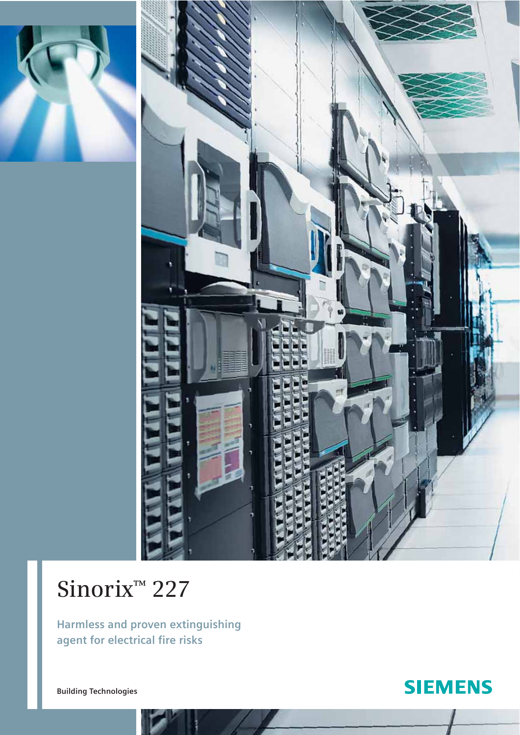# Sinorix™ 227

**Harmless and proven extinguishing agent for electrical fire risks**

**Building Technologies**

SIEMENS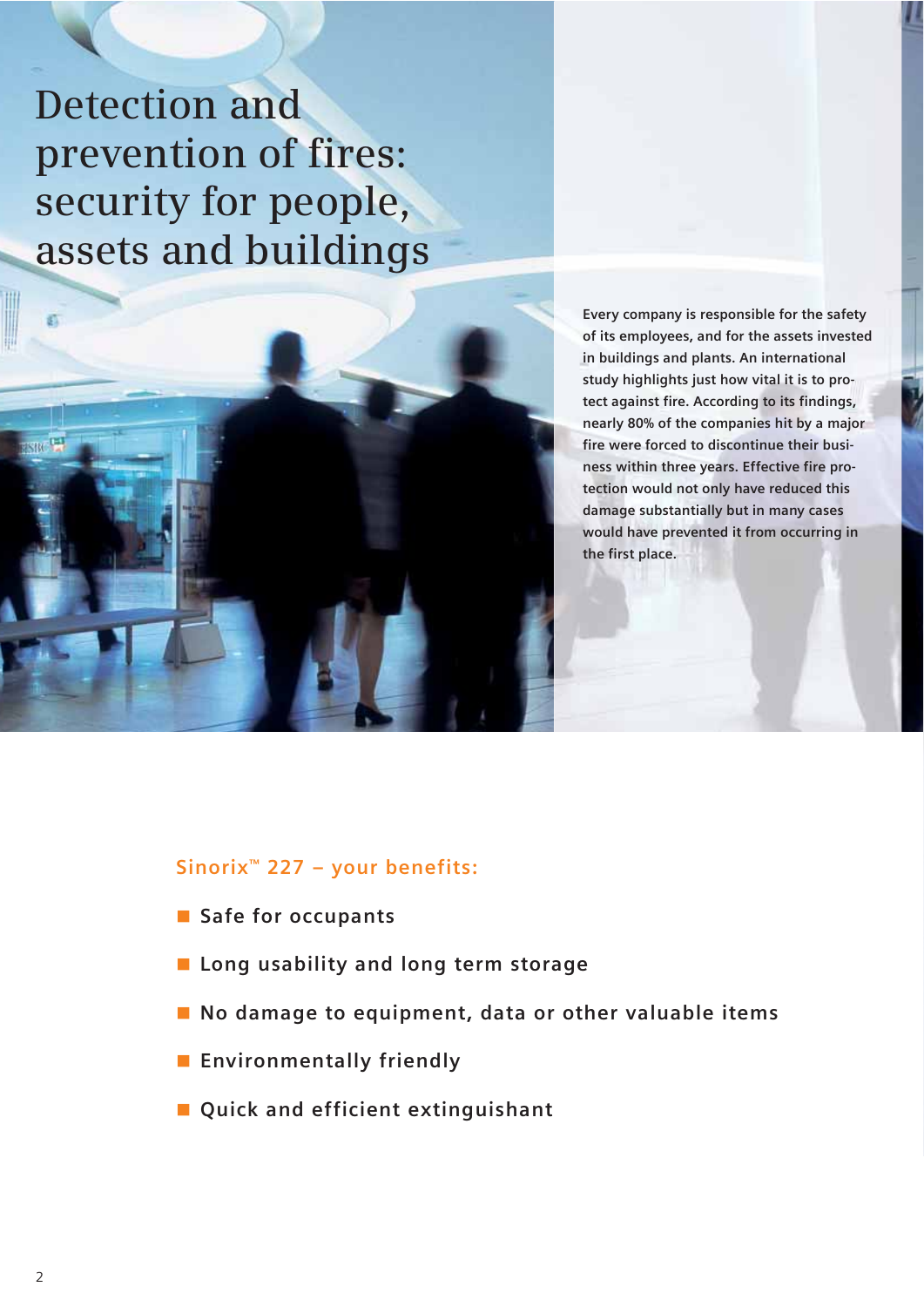# Detection and prevention of fires: security for people, assets and buildings

Every company is responsible for the safety of its employees, and for the assets invested in buildings and plants. An international study highlights just how vital it is to protect against fire. According to its findings, nearly 80% of the companies hit by a major fire were forced to discontinue their business within three years. Effective fire protection would not only have reduced this damage substantially but in many cases would have prevented it from occurring in the first place.

## Sinorix™ 227 – your benefits:

- Safe for occupants
- Long usability and long term storage
- No damage to equipment, data or other valuable items
- Environmentally friendly
- Quick and efficient extinguishant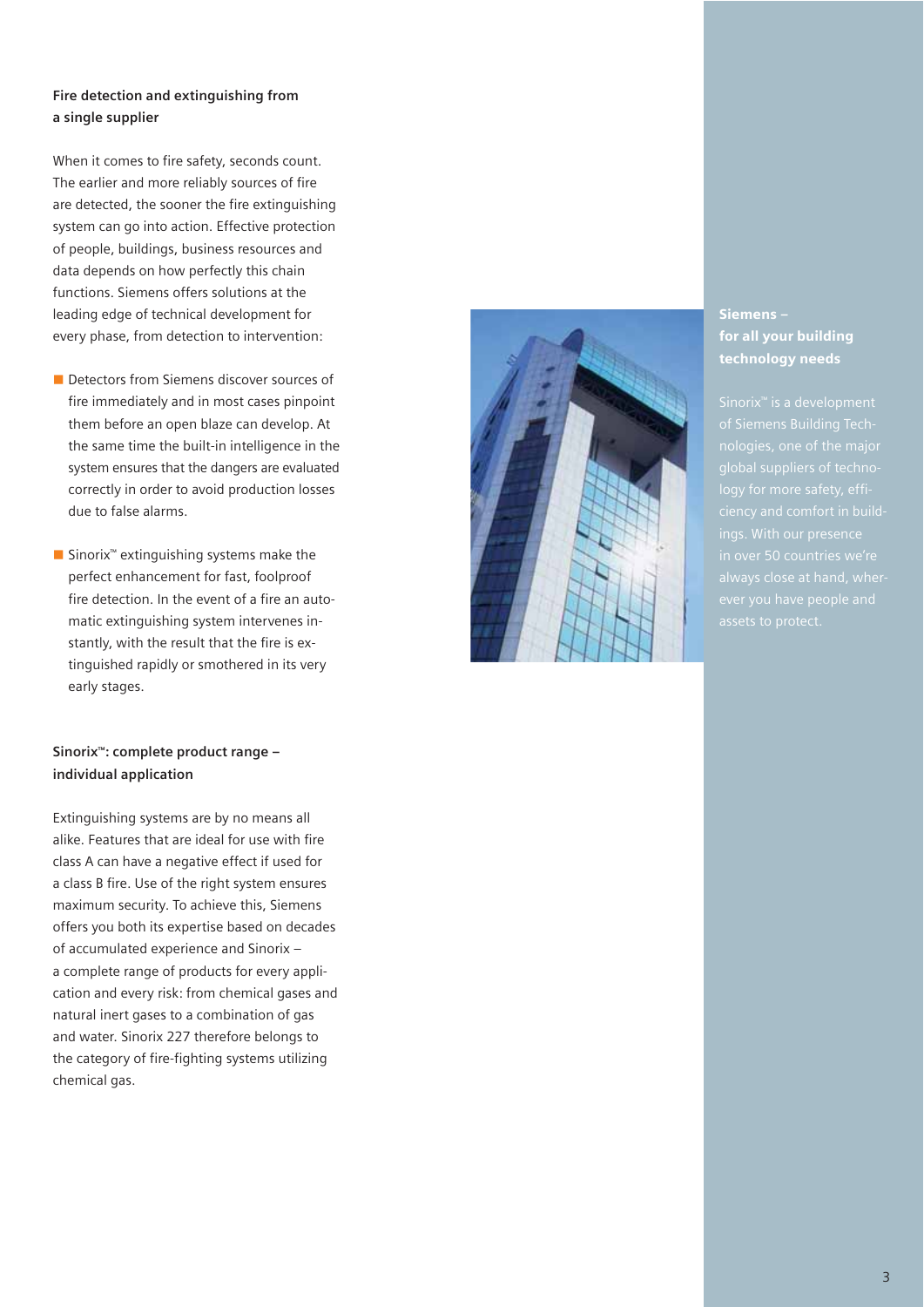### Fire detection and extinguishing from a single supplier

When it comes to fire safety, seconds count. The earlier and more reliably sources of fire are detected, the sooner the fire extinguishing system can go into action. Effective protection of people, buildings, business resources and data depends on how perfectly this chain functions. Siemens offers solutions at the leading edge of technical development for every phase, from detection to intervention:

- Detectors from Siemens discover sources of fire immediately and in most cases pinpoint them before an open blaze can develop. At the same time the built-in intelligence in the system ensures that the dangers are evaluated correctly in order to avoid production losses due to false alarms.
- Sinorix™ extinguishing systems make the perfect enhancement for fast, foolproof fire detection. In the event of a fire an automatic extinguishing system intervenes instantly, with the result that the fire is extinguished rapidly or smothered in its very early stages.

### Sinorix™: complete product range – individual application

Extinguishing systems are by no means all alike. Features that are ideal for use with fire class A can have a negative effect if used for a class B fire. Use of the right system ensures maximum security. To achieve this, Siemens offers you both its expertise based on decades of accumulated experience and Sinorix – a complete range of products for every application and every risk: from chemical gases and natural inert gases to a combination of gas and water. Sinorix 227 therefore belongs to the category of fire-fighting systems utilizing chemical gas.

### Siemens – for all your building technology needs

Sinorix™ is a development of Siemens Building Technologies, one of the major global suppliers of technology for more safety, efficiency and comfort in buildings. With our presence in over 50 countries we're always close at hand, wherever you have people and assets to protect.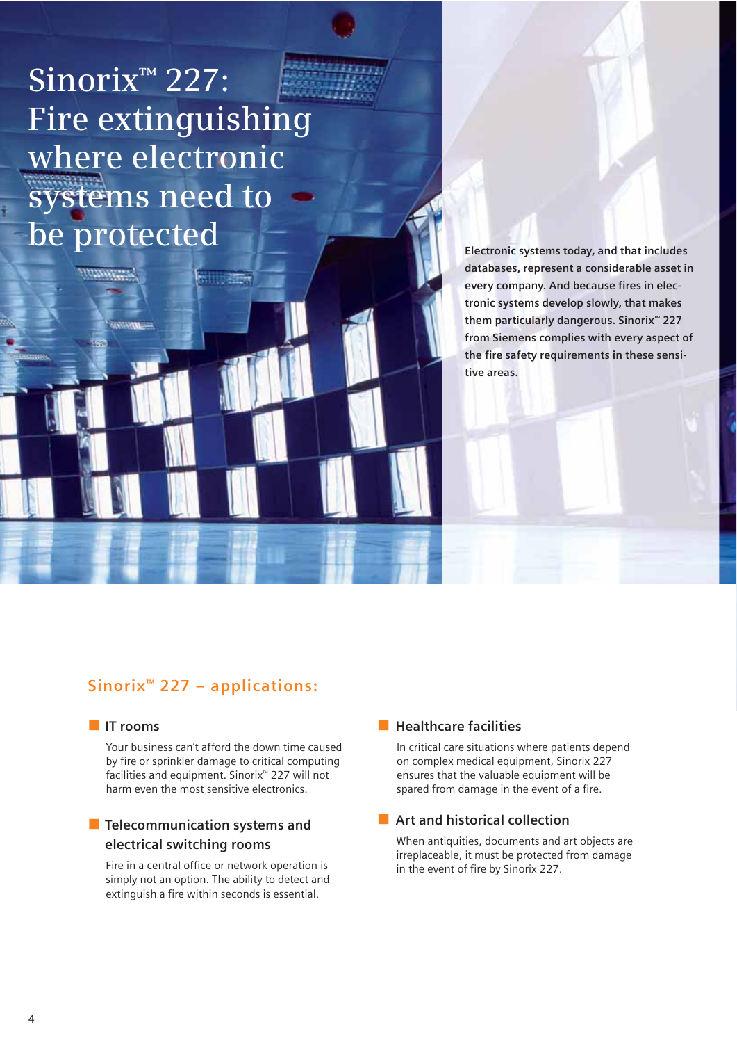# Sinorix™ 227: Fire extinguishing where electronic systems need to be protected

**Electronic systems today, and that includes databases, represent a considerable asset in every company. And because fires in electronic systems develop slowly, that makes them particularly dangerous. Sinorix™ 227 from Siemens complies with every aspect of the fire safety requirements in these sensitive areas.**

## Sinorix™ 227 – applications:

### IT rooms

Your business can't afford the down time caused by fire or sprinkler damage to critical computing facilities and equipment. Sinorix™ 227 will not harm even the most sensitive electronics.

### Telecommunication systems and electrical switching rooms

Fire in a central office or network operation is simply not an option. The ability to detect and extinguish a fire within seconds is essential.

### Healthcare facilities

In critical care situations where patients depend on complex medical equipment, Sinorix 227 ensures that the valuable equipment will be spared from damage in the event of a fire.

### Art and historical collection

When antiquities, documents and art objects are irreplaceable, it must be protected from damage in the event of fire by Sinorix 227.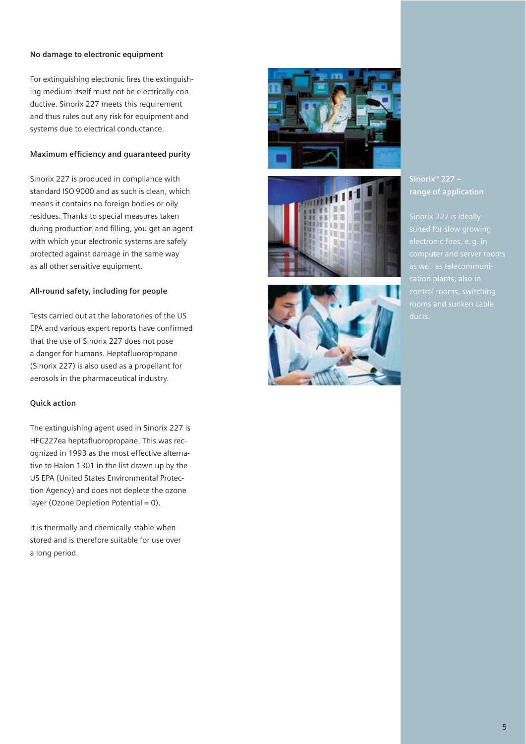### No damage to electronic equipment

For extinguishing electronic fires the extinguishing medium itself must not be electrically conductive. Sinorix 227 meets this requirement and thus rules out any risk for equipment and systems due to electrical conductance.

### Maximum efficiency and guaranteed purity

Sinorix 227 is produced in compliance with standard ISO 9000 and as such is clean, which means it contains no foreign bodies or oily residues. Thanks to special measures taken during production and filling, you get an agent with which your electronic systems are safely protected against damage in the same way as all other sensitive equipment.

### All-round safety, including for people

Tests carried out at the laboratories of the US EPA and various expert reports have confirmed that the use of Sinorix 227 does not pose a danger for humans. Heptafluoropropane (Sinorix 227) is also used as a propellant for aerosols in the pharmaceutical industry.

### Quick action

The extinguishing agent used in Sinorix 227 is HFC227ea heptafluoropropane. This was recognized in 1993 as the most effective alternative to Halon 1301 in the list drawn up by the US EPA (United States Environmental Protection Agency) and does not deplete the ozone layer (Ozone Depletion Potential = 0).

It is thermally and chemically stable when stored and is therefore suitable for use over a long period.

### Sinorix™ 227 – range of application

Sinorix 227 is ideally suited for slow growing electronic fires, e. g. in computer and server rooms as well as telecommunication plants; also in control rooms, switching rooms and sunken cable ducts.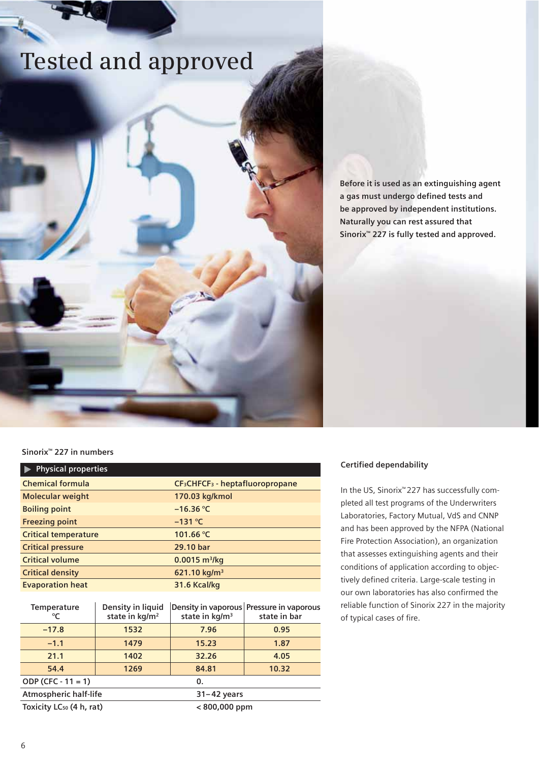# Tested and approved

**Before it is used as an extinguishing agent a gas must undergo defined tests and be approved by independent institutions. Naturally you can rest assured that Sinorix™ 227 is fully tested and approved.**

Sinorix™ 227 in numbers

| ▶ Physical properties | |
|---|---|
| Chemical formula | $CF_3CHFCF_3$ - heptafluoropropane |
| Molecular weight | 170.03 kg/kmol |
| Boiling point | –16.36 °C |
| Freezing point | –131 °C |
| Critical temperature | 101.66 °C |
| Critical pressure | 29.10 bar |
| Critical volume | 0.0015 m³/kg |
| Critical density | 621.10 kg/m³ |
| Evaporation heat | 31.6 Kcal/kg |

| Temperature °C | Density in liquid state in kg/m² | Density in vaporous state in kg/m³ | Pressure in vaporous state in bar |
|---|---|---|---|
| –17.8 | 1532 | 7.96 | 0.95 |
| –1.1 | 1479 | 15.23 | 1.87 |
| 21.1 | 1402 | 32.26 | 4.05 |
| 54.4 | 1269 | 84.81 | 10.32 |
| ODP (CFC - 11 = 1) | | 0. | |
| Atmospheric half-life | | 31–42 years | |
| Toxicity $LC_{50}$ (4 h, rat) | | < 800,000 ppm | |

### Certified dependability

In the US, Sinorix™ 227 has successfully completed all test programs of the Underwriters Laboratories, Factory Mutual, VdS and CNNP and has been approved by the NFPA (National Fire Protection Association), an organization that assesses extinguishing agents and their conditions of application according to objectively defined criteria. Large-scale testing in our own laboratories has also confirmed the reliable function of Sinorix 227 in the majority of typical cases of fire.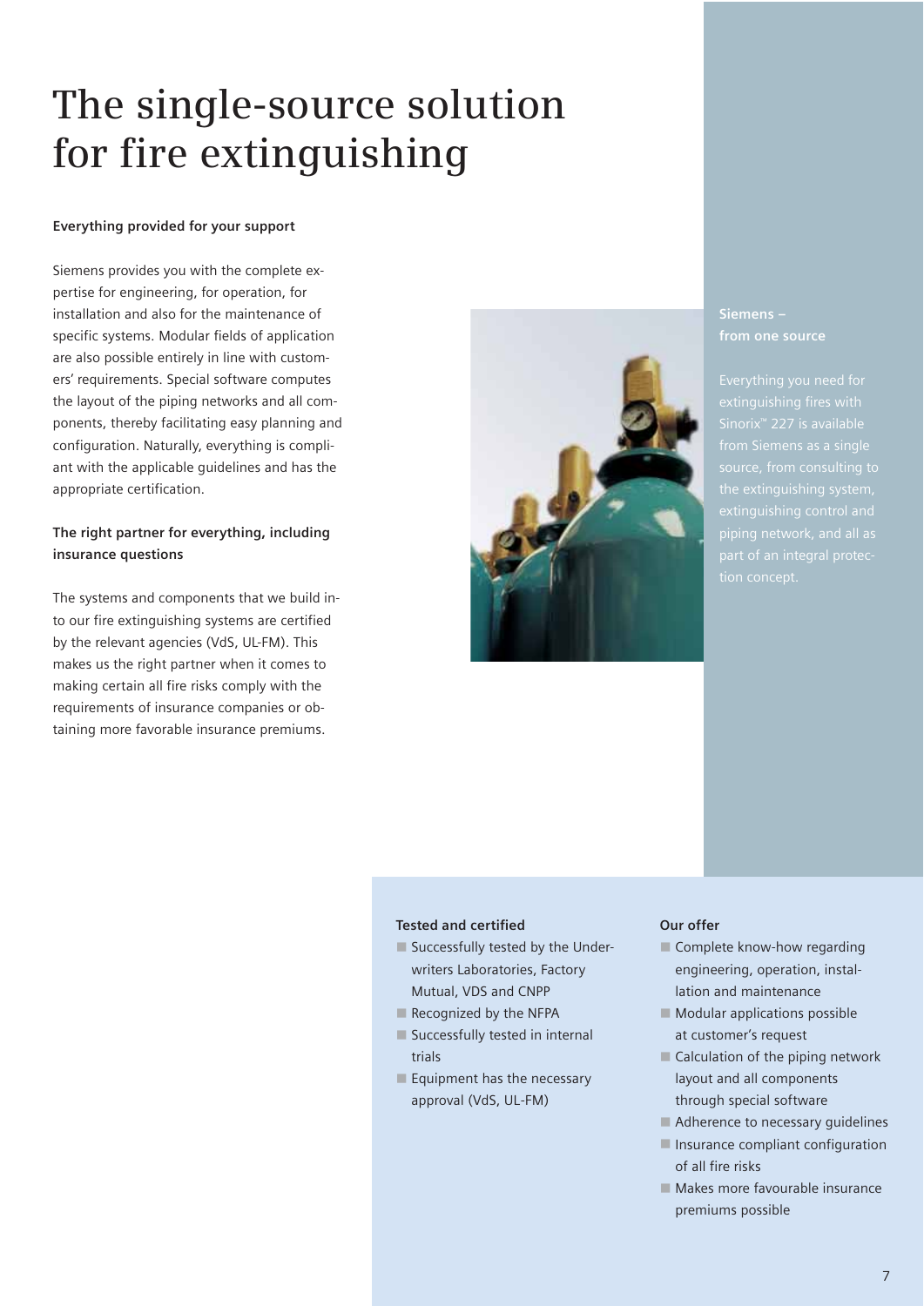# The single-source solution for fire extinguishing

**Everything provided for your support**

Siemens provides you with the complete expertise for engineering, for operation, for installation and also for the maintenance of specific systems. Modular fields of application are also possible entirely in line with customers' requirements. Special software computes the layout of the piping networks and all components, thereby facilitating easy planning and configuration. Naturally, everything is compliant with the applicable guidelines and has the appropriate certification.

**The right partner for everything, including insurance questions**

The systems and components that we build into our fire extinguishing systems are certified by the relevant agencies (VdS, UL-FM). This makes us the right partner when it comes to making certain all fire risks comply with the requirements of insurance companies or obtaining more favorable insurance premiums.

**Siemens – from one source**

Everything you need for extinguishing fires with Sinorix™ 227 is available from Siemens as a single source, from consulting to the extinguishing system, extinguishing control and piping network, and all as part of an integral protection concept.

**Tested and certified**

- Successfully tested by the Underwriters Laboratories, Factory Mutual, VDS and CNPP
- Recognized by the NFPA
- Successfully tested in internal trials
- Equipment has the necessary approval (VdS, UL-FM)

**Our offer**

- Complete know-how regarding engineering, operation, installation and maintenance
- Modular applications possible at customer's request
- Calculation of the piping network layout and all components through special software
- Adherence to necessary guidelines
- Insurance compliant configuration of all fire risks
- Makes more favourable insurance premiums possible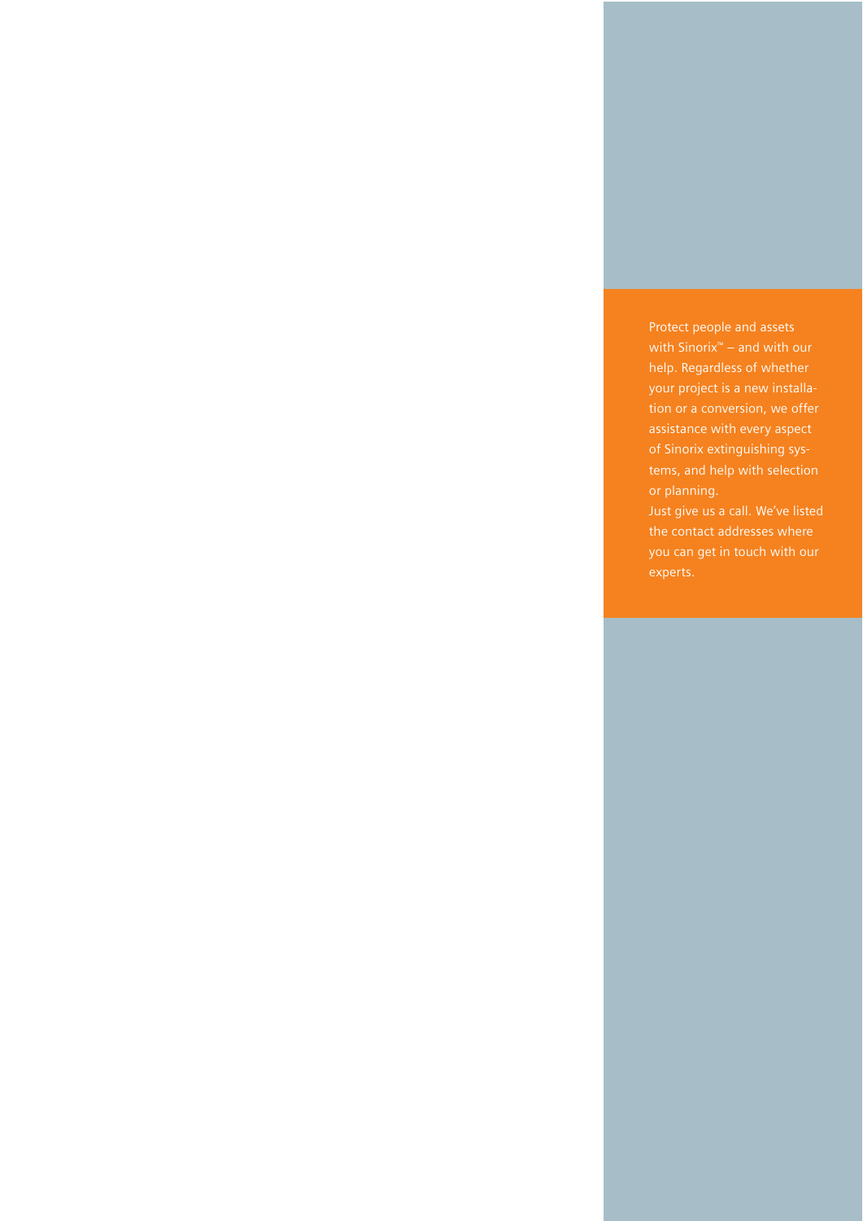Protect people and assets with Sinorix™ – and with our help. Regardless of whether your project is a new installation or a conversion, we offer assistance with every aspect of Sinorix extinguishing systems, and help with selection or planning.
Just give us a call. We've listed the contact addresses where you can get in touch with our experts.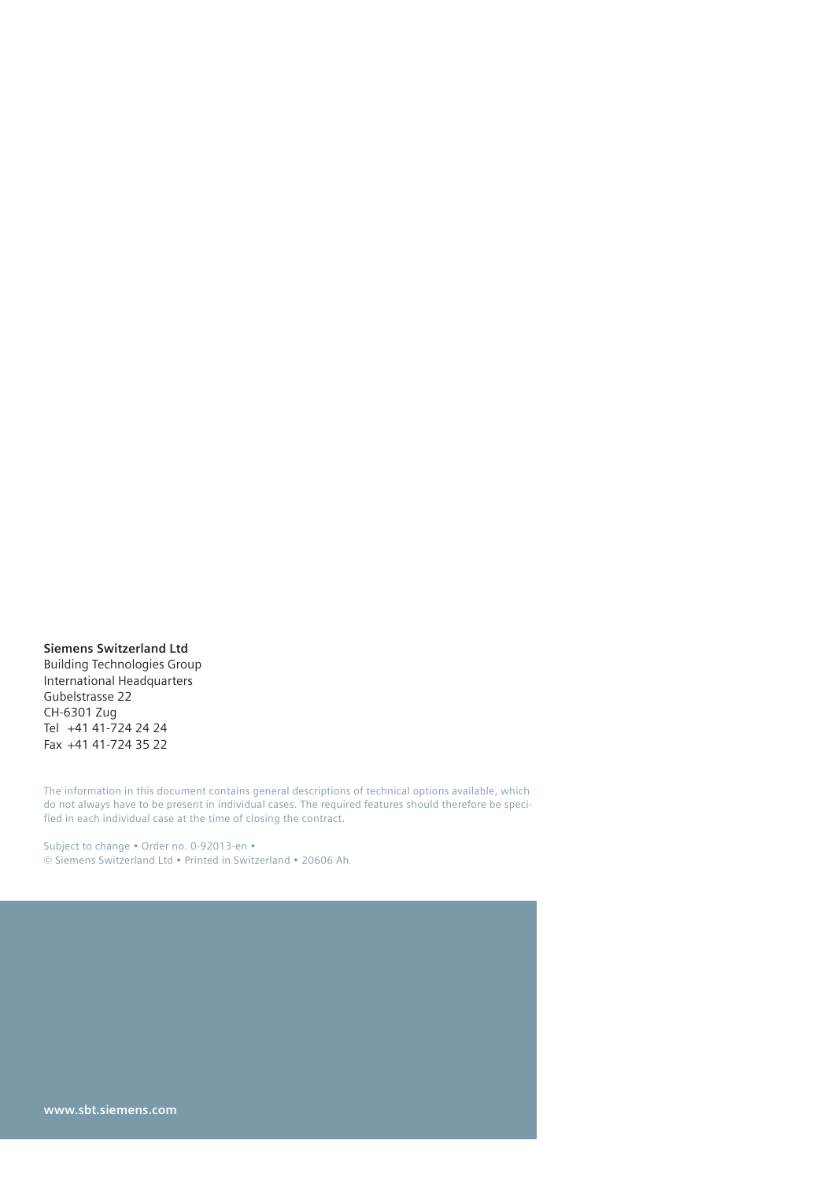**Siemens Switzerland Ltd**
Building Technologies Group
International Headquarters
Gubelstrasse 22
CH-6301 Zug
Tel +41 41-724 24 24
Fax +41 41-724 35 22

The information in this document contains general descriptions of technical options available, which do not always have to be present in individual cases. The required features should therefore be specified in each individual case at the time of closing the contract.

Subject to change • Order no. 0-92013-en •
© Siemens Switzerland Ltd • Printed in Switzerland • 20606 Ah

**www.sbt.siemens.com**